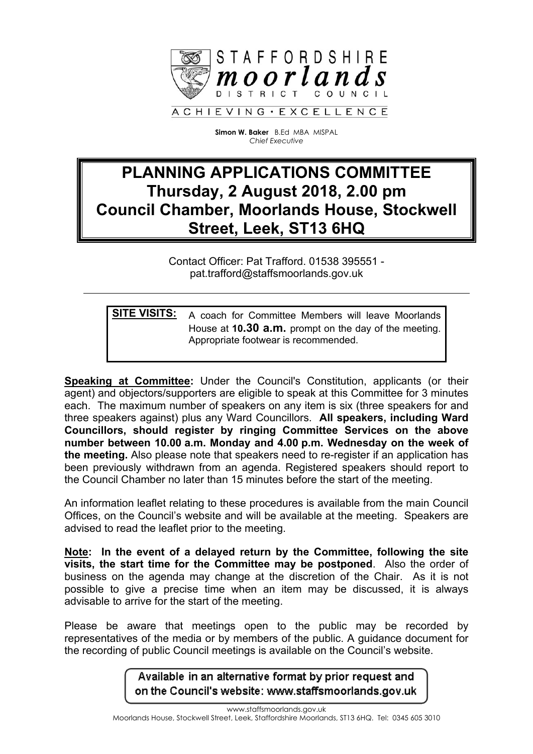STAFFORDSHIRE
**moorlands**
DISTRICT COUNCIL

ACHIEVING • EXCELLENCE

**Simon W. Baker** B.Ed MBA MISPAL
*Chief Executive*

# PLANNING APPLICATIONS COMMITTEE
# Thursday, 2 August 2018, 2.00 pm
# Council Chamber, Moorlands House, Stockwell Street, Leek, ST13 6HQ

Contact Officer: Pat Trafford. 01538 395551 - pat.trafford@staffsmoorlands.gov.uk

---

**SITE VISITS:** A coach for Committee Members will leave Moorlands House at **10.30 a.m.** prompt on the day of the meeting. Appropriate footwear is recommended.

**Speaking at Committee:** Under the Council's Constitution, applicants (or their agent) and objectors/supporters are eligible to speak at this Committee for 3 minutes each. The maximum number of speakers on any item is six (three speakers for and three speakers against) plus any Ward Councillors. **All speakers, including Ward Councillors, should register by ringing Committee Services on the above number between 10.00 a.m. Monday and 4.00 p.m. Wednesday on the week of the meeting.** Also please note that speakers need to re-register if an application has been previously withdrawn from an agenda. Registered speakers should report to the Council Chamber no later than 15 minutes before the start of the meeting.

An information leaflet relating to these procedures is available from the main Council Offices, on the Council's website and will be available at the meeting. Speakers are advised to read the leaflet prior to the meeting.

**Note: In the event of a delayed return by the Committee, following the site visits, the start time for the Committee may be postponed**. Also the order of business on the agenda may change at the discretion of the Chair. As it is not possible to give a precise time when an item may be discussed, it is always advisable to arrive for the start of the meeting.

Please be aware that meetings open to the public may be recorded by representatives of the media or by members of the public. A guidance document for the recording of public Council meetings is available on the Council's website.

Available in an alternative format by prior request and on the Council's website: www.staffsmoorlands.gov.uk

www.staffsmoorlands.gov.uk
Moorlands House, Stockwell Street, Leek, Staffordshire Moorlands, ST13 6HQ. Tel: 0345 605 3010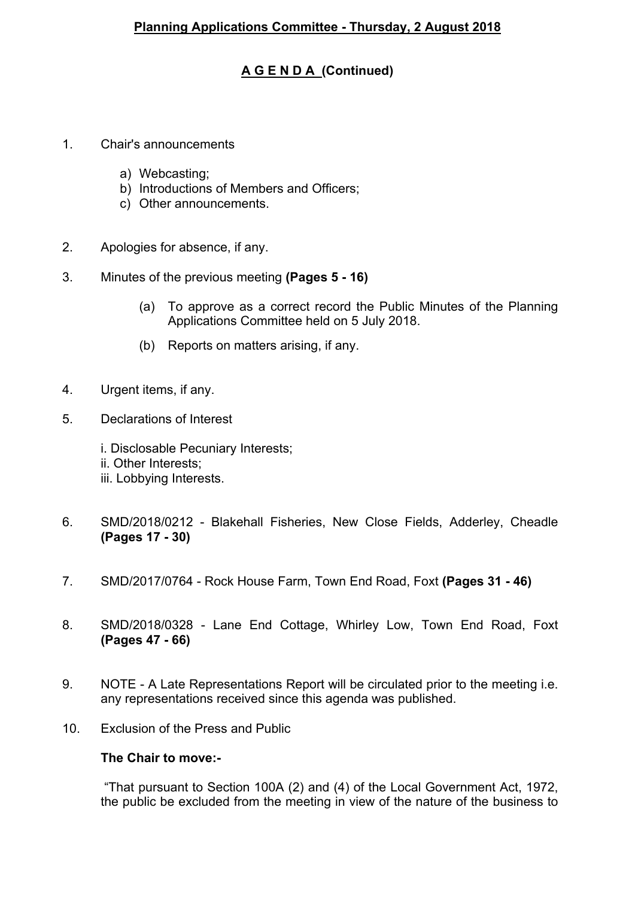**Planning Applications Committee - Thursday, 2 August 2018**

**A G E N D A (Continued)**

1. Chair's announcements

   a) Webcasting;
   b) Introductions of Members and Officers;
   c) Other announcements.

2. Apologies for absence, if any.

3. Minutes of the previous meeting **(Pages 5 - 16)**

   (a) To approve as a correct record the Public Minutes of the Planning Applications Committee held on 5 July 2018.

   (b) Reports on matters arising, if any.

4. Urgent items, if any.

5. Declarations of Interest

   i. Disclosable Pecuniary Interests;
   ii. Other Interests;
   iii. Lobbying Interests.

6. SMD/2018/0212 - Blakehall Fisheries, New Close Fields, Adderley, Cheadle **(Pages 17 - 30)**

7. SMD/2017/0764 - Rock House Farm, Town End Road, Foxt **(Pages 31 - 46)**

8. SMD/2018/0328 - Lane End Cottage, Whirley Low, Town End Road, Foxt **(Pages 47 - 66)**

9. NOTE - A Late Representations Report will be circulated prior to the meeting i.e. any representations received since this agenda was published.

10. Exclusion of the Press and Public

    **The Chair to move:-**

    "That pursuant to Section 100A (2) and (4) of the Local Government Act, 1972, the public be excluded from the meeting in view of the nature of the business to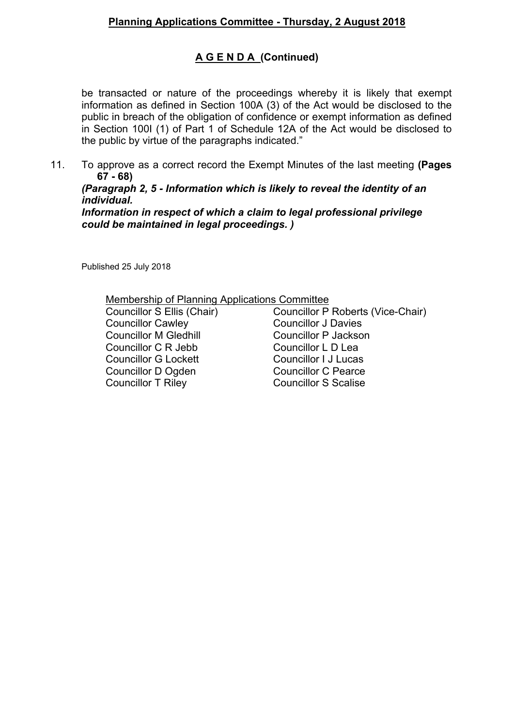## A G E N D A (Continued)

be transacted or nature of the proceedings whereby it is likely that exempt information as defined in Section 100A (3) of the Act would be disclosed to the public in breach of the obligation of confidence or exempt information as defined in Section 100I (1) of Part 1 of Schedule 12A of the Act would be disclosed to the public by virtue of the paragraphs indicated."

11. To approve as a correct record the Exempt Minutes of the last meeting **(Pages 67 - 68)**
    ***(Paragraph 2, 5 - Information which is likely to reveal the identity of an individual.***
    ***Information in respect of which a claim to legal professional privilege could be maintained in legal proceedings. )***

Published 25 July 2018

Membership of Planning Applications Committee

| | |
|---|---|
| Councillor S Ellis (Chair) | Councillor P Roberts (Vice-Chair) |
| Councillor Cawley | Councillor J Davies |
| Councillor M Gledhill | Councillor P Jackson |
| Councillor C R Jebb | Councillor L D Lea |
| Councillor G Lockett | Councillor I J Lucas |
| Councillor D Ogden | Councillor C Pearce |
| Councillor T Riley | Councillor S Scalise |